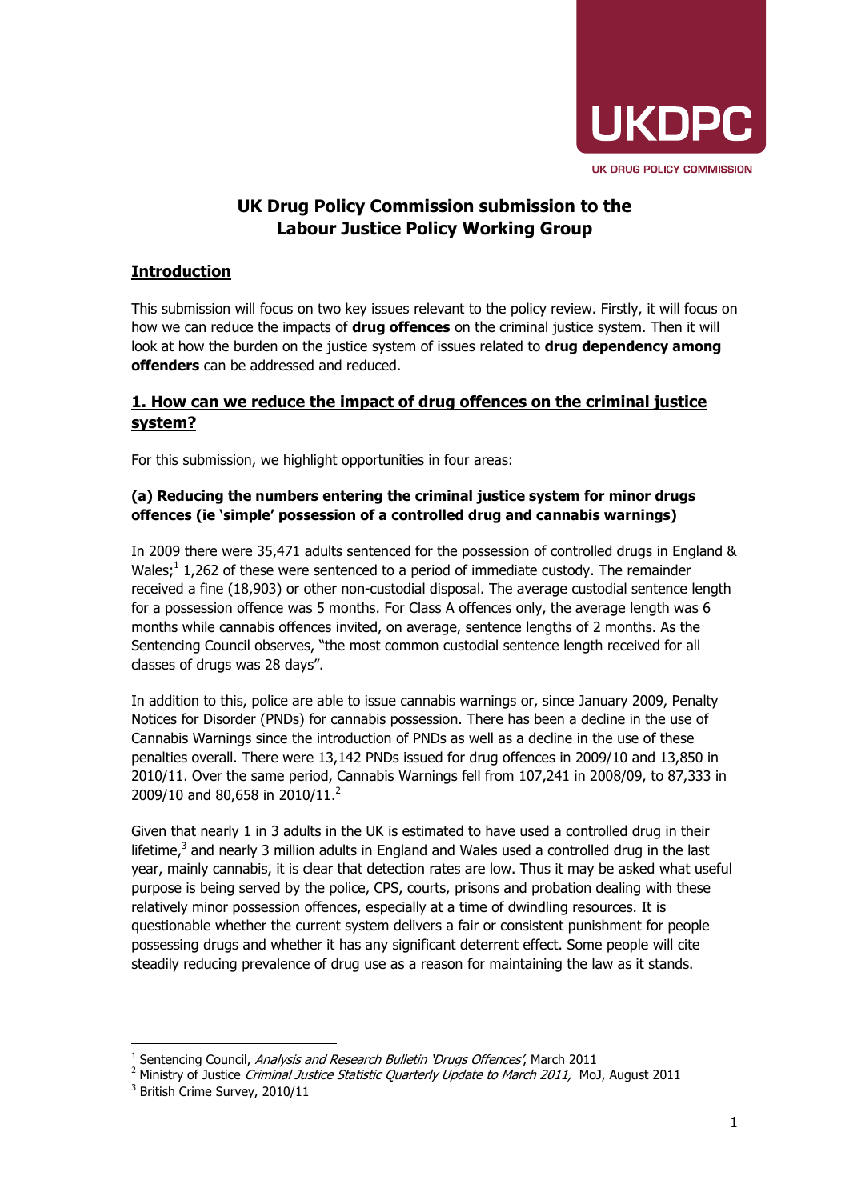UKDPC

UK DRUG POLICY COMMISSION

# UK Drug Policy Commission submission to the Labour Justice Policy Working Group

## Introduction

This submission will focus on two key issues relevant to the policy review. Firstly, it will focus on how we can reduce the impacts of **drug offences** on the criminal justice system. Then it will look at how the burden on the justice system of issues related to **drug dependency among offenders** can be addressed and reduced.

## 1. How can we reduce the impact of drug offences on the criminal justice system?

For this submission, we highlight opportunities in four areas:

### (a) Reducing the numbers entering the criminal justice system for minor drugs offences (ie 'simple' possession of a controlled drug and cannabis warnings)

In 2009 there were 35,471 adults sentenced for the possession of controlled drugs in England & Wales;[1] 1,262 of these were sentenced to a period of immediate custody. The remainder received a fine (18,903) or other non-custodial disposal. The average custodial sentence length for a possession offence was 5 months. For Class A offences only, the average length was 6 months while cannabis offences invited, on average, sentence lengths of 2 months. As the Sentencing Council observes, "the most common custodial sentence length received for all classes of drugs was 28 days".

In addition to this, police are able to issue cannabis warnings or, since January 2009, Penalty Notices for Disorder (PNDs) for cannabis possession. There has been a decline in the use of Cannabis Warnings since the introduction of PNDs as well as a decline in the use of these penalties overall. There were 13,142 PNDs issued for drug offences in 2009/10 and 13,850 in 2010/11. Over the same period, Cannabis Warnings fell from 107,241 in 2008/09, to 87,333 in 2009/10 and 80,658 in 2010/11.[2]

Given that nearly 1 in 3 adults in the UK is estimated to have used a controlled drug in their lifetime,[3] and nearly 3 million adults in England and Wales used a controlled drug in the last year, mainly cannabis, it is clear that detection rates are low. Thus it may be asked what useful purpose is being served by the police, CPS, courts, prisons and probation dealing with these relatively minor possession offences, especially at a time of dwindling resources. It is questionable whether the current system delivers a fair or consistent punishment for people possessing drugs and whether it has any significant deterrent effect. Some people will cite steadily reducing prevalence of drug use as a reason for maintaining the law as it stands.

---

[1] Sentencing Council, *Analysis and Research Bulletin 'Drugs Offences'*, March 2011

[2] Ministry of Justice *Criminal Justice Statistic Quarterly Update to March 2011,* MoJ, August 2011

[3] British Crime Survey, 2010/11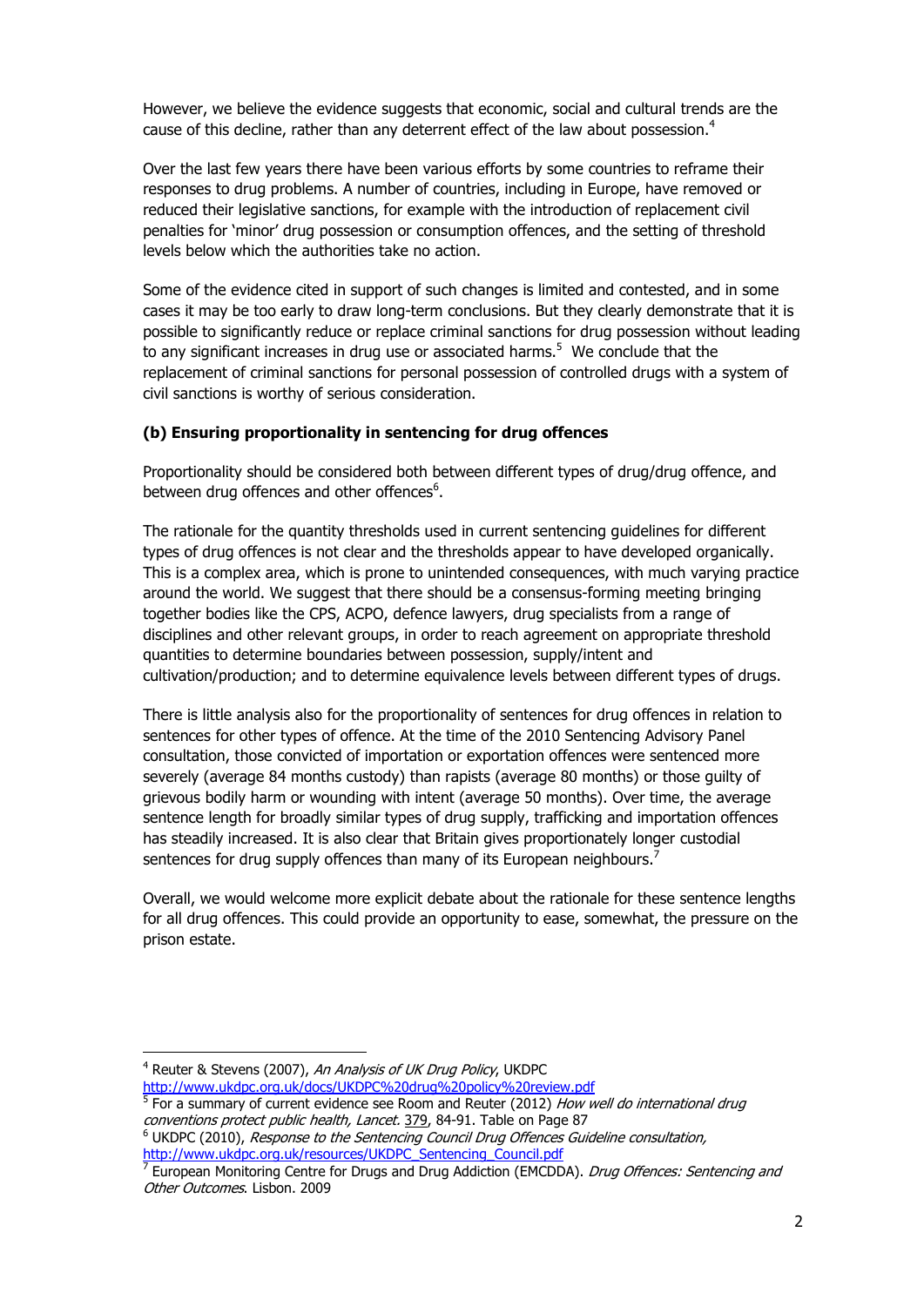However, we believe the evidence suggests that economic, social and cultural trends are the cause of this decline, rather than any deterrent effect of the law about possession.[4]

Over the last few years there have been various efforts by some countries to reframe their responses to drug problems. A number of countries, including in Europe, have removed or reduced their legislative sanctions, for example with the introduction of replacement civil penalties for 'minor' drug possession or consumption offences, and the setting of threshold levels below which the authorities take no action.

Some of the evidence cited in support of such changes is limited and contested, and in some cases it may be too early to draw long-term conclusions. But they clearly demonstrate that it is possible to significantly reduce or replace criminal sanctions for drug possession without leading to any significant increases in drug use or associated harms.[5] We conclude that the replacement of criminal sanctions for personal possession of controlled drugs with a system of civil sanctions is worthy of serious consideration.

### (b) Ensuring proportionality in sentencing for drug offences

Proportionality should be considered both between different types of drug/drug offence, and between drug offences and other offences[6].

The rationale for the quantity thresholds used in current sentencing guidelines for different types of drug offences is not clear and the thresholds appear to have developed organically. This is a complex area, which is prone to unintended consequences, with much varying practice around the world. We suggest that there should be a consensus-forming meeting bringing together bodies like the CPS, ACPO, defence lawyers, drug specialists from a range of disciplines and other relevant groups, in order to reach agreement on appropriate threshold quantities to determine boundaries between possession, supply/intent and cultivation/production; and to determine equivalence levels between different types of drugs.

There is little analysis also for the proportionality of sentences for drug offences in relation to sentences for other types of offence. At the time of the 2010 Sentencing Advisory Panel consultation, those convicted of importation or exportation offences were sentenced more severely (average 84 months custody) than rapists (average 80 months) or those guilty of grievous bodily harm or wounding with intent (average 50 months). Over time, the average sentence length for broadly similar types of drug supply, trafficking and importation offences has steadily increased. It is also clear that Britain gives proportionately longer custodial sentences for drug supply offences than many of its European neighbours.[7]

Overall, we would welcome more explicit debate about the rationale for these sentence lengths for all drug offences. This could provide an opportunity to ease, somewhat, the pressure on the prison estate.

---

[4] Reuter & Stevens (2007), *An Analysis of UK Drug Policy*, UKDPC http://www.ukdpc.org.uk/docs/UKDPC%20drug%20policy%20review.pdf

[5] For a summary of current evidence see Room and Reuter (2012) *How well do international drug conventions protect public health, Lancet.* 379, 84-91. Table on Page 87

[6] UKDPC (2010), *Response to the Sentencing Council Drug Offences Guideline consultation,* http://www.ukdpc.org.uk/resources/UKDPC_Sentencing_Council.pdf

[7] European Monitoring Centre for Drugs and Drug Addiction (EMCDDA). *Drug Offences: Sentencing and Other Outcomes*. Lisbon. 2009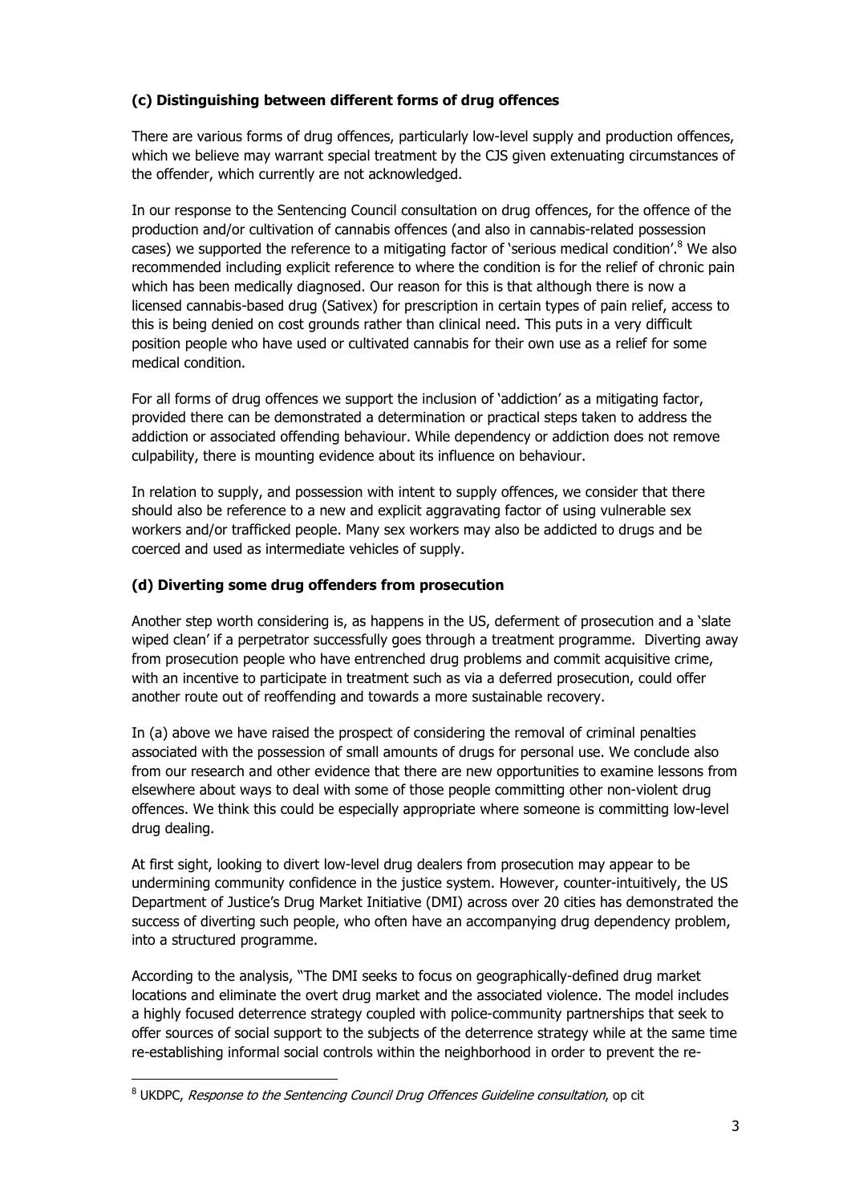### (c) Distinguishing between different forms of drug offences

There are various forms of drug offences, particularly low-level supply and production offences, which we believe may warrant special treatment by the CJS given extenuating circumstances of the offender, which currently are not acknowledged.

In our response to the Sentencing Council consultation on drug offences, for the offence of the production and/or cultivation of cannabis offences (and also in cannabis-related possession cases) we supported the reference to a mitigating factor of 'serious medical condition'.[8] We also recommended including explicit reference to where the condition is for the relief of chronic pain which has been medically diagnosed. Our reason for this is that although there is now a licensed cannabis-based drug (Sativex) for prescription in certain types of pain relief, access to this is being denied on cost grounds rather than clinical need. This puts in a very difficult position people who have used or cultivated cannabis for their own use as a relief for some medical condition.

For all forms of drug offences we support the inclusion of 'addiction' as a mitigating factor, provided there can be demonstrated a determination or practical steps taken to address the addiction or associated offending behaviour. While dependency or addiction does not remove culpability, there is mounting evidence about its influence on behaviour.

In relation to supply, and possession with intent to supply offences, we consider that there should also be reference to a new and explicit aggravating factor of using vulnerable sex workers and/or trafficked people. Many sex workers may also be addicted to drugs and be coerced and used as intermediate vehicles of supply.

### (d) Diverting some drug offenders from prosecution

Another step worth considering is, as happens in the US, deferment of prosecution and a 'slate wiped clean' if a perpetrator successfully goes through a treatment programme. Diverting away from prosecution people who have entrenched drug problems and commit acquisitive crime, with an incentive to participate in treatment such as via a deferred prosecution, could offer another route out of reoffending and towards a more sustainable recovery.

In (a) above we have raised the prospect of considering the removal of criminal penalties associated with the possession of small amounts of drugs for personal use. We conclude also from our research and other evidence that there are new opportunities to examine lessons from elsewhere about ways to deal with some of those people committing other non-violent drug offences. We think this could be especially appropriate where someone is committing low-level drug dealing.

At first sight, looking to divert low-level drug dealers from prosecution may appear to be undermining community confidence in the justice system. However, counter-intuitively, the US Department of Justice's Drug Market Initiative (DMI) across over 20 cities has demonstrated the success of diverting such people, who often have an accompanying drug dependency problem, into a structured programme.

According to the analysis, "The DMI seeks to focus on geographically-defined drug market locations and eliminate the overt drug market and the associated violence. The model includes a highly focused deterrence strategy coupled with police-community partnerships that seek to offer sources of social support to the subjects of the deterrence strategy while at the same time re-establishing informal social controls within the neighborhood in order to prevent the re-

---

[8] UKDPC, *Response to the Sentencing Council Drug Offences Guideline consultation*, op cit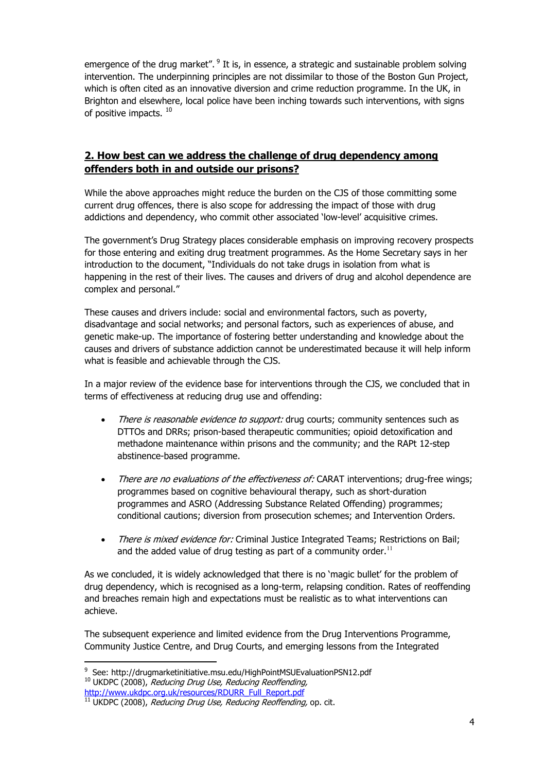emergence of the drug market".[9] It is, in essence, a strategic and sustainable problem solving intervention. The underpinning principles are not dissimilar to those of the Boston Gun Project, which is often cited as an innovative diversion and crime reduction programme. In the UK, in Brighton and elsewhere, local police have been inching towards such interventions, with signs of positive impacts.[10]

## 2. How best can we address the challenge of drug dependency among offenders both in and outside our prisons?

While the above approaches might reduce the burden on the CJS of those committing some current drug offences, there is also scope for addressing the impact of those with drug addictions and dependency, who commit other associated 'low-level' acquisitive crimes.

The government's Drug Strategy places considerable emphasis on improving recovery prospects for those entering and exiting drug treatment programmes. As the Home Secretary says in her introduction to the document, "Individuals do not take drugs in isolation from what is happening in the rest of their lives. The causes and drivers of drug and alcohol dependence are complex and personal."

These causes and drivers include: social and environmental factors, such as poverty, disadvantage and social networks; and personal factors, such as experiences of abuse, and genetic make-up. The importance of fostering better understanding and knowledge about the causes and drivers of substance addiction cannot be underestimated because it will help inform what is feasible and achievable through the CJS.

In a major review of the evidence base for interventions through the CJS, we concluded that in terms of effectiveness at reducing drug use and offending:

- *There is reasonable evidence to support:* drug courts; community sentences such as DTTOs and DRRs; prison-based therapeutic communities; opioid detoxification and methadone maintenance within prisons and the community; and the RAPt 12-step abstinence-based programme.
- *There are no evaluations of the effectiveness of:* CARAT interventions; drug-free wings; programmes based on cognitive behavioural therapy, such as short-duration programmes and ASRO (Addressing Substance Related Offending) programmes; conditional cautions; diversion from prosecution schemes; and Intervention Orders.
- *There is mixed evidence for:* Criminal Justice Integrated Teams; Restrictions on Bail; and the added value of drug testing as part of a community order.[11]

As we concluded, it is widely acknowledged that there is no 'magic bullet' for the problem of drug dependency, which is recognised as a long-term, relapsing condition. Rates of reoffending and breaches remain high and expectations must be realistic as to what interventions can achieve.

The subsequent experience and limited evidence from the Drug Interventions Programme, Community Justice Centre, and Drug Courts, and emerging lessons from the Integrated

---

[9] See: http://drugmarketinitiative.msu.edu/HighPointMSUEvaluationPSN12.pdf

[10] UKDPC (2008), *Reducing Drug Use, Reducing Reoffending,* http://www.ukdpc.org.uk/resources/RDURR_Full_Report.pdf

[11] UKDPC (2008), *Reducing Drug Use, Reducing Reoffending,* op. cit.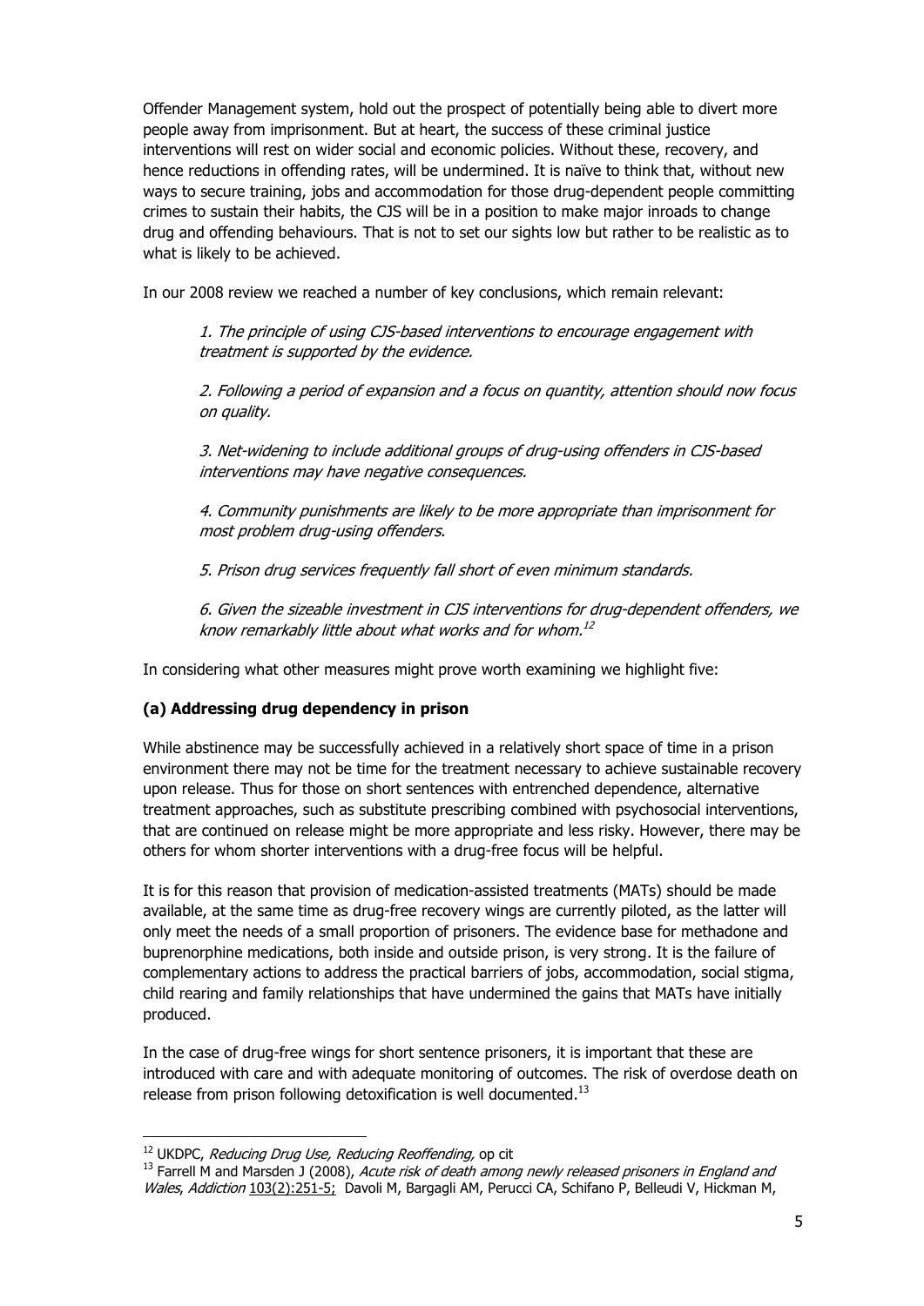Offender Management system, hold out the prospect of potentially being able to divert more people away from imprisonment. But at heart, the success of these criminal justice interventions will rest on wider social and economic policies. Without these, recovery, and hence reductions in offending rates, will be undermined. It is naïve to think that, without new ways to secure training, jobs and accommodation for those drug-dependent people committing crimes to sustain their habits, the CJS will be in a position to make major inroads to change drug and offending behaviours. That is not to set our sights low but rather to be realistic as to what is likely to be achieved.

In our 2008 review we reached a number of key conclusions, which remain relevant:

> *1. The principle of using CJS-based interventions to encourage engagement with treatment is supported by the evidence.*
>
> *2. Following a period of expansion and a focus on quantity, attention should now focus on quality.*
>
> *3. Net-widening to include additional groups of drug-using offenders in CJS-based interventions may have negative consequences.*
>
> *4. Community punishments are likely to be more appropriate than imprisonment for most problem drug-using offenders.*
>
> *5. Prison drug services frequently fall short of even minimum standards.*
>
> *6. Given the sizeable investment in CJS interventions for drug-dependent offenders, we know remarkably little about what works and for whom.*[12]

In considering what other measures might prove worth examining we highlight five:

**(a) Addressing drug dependency in prison**

While abstinence may be successfully achieved in a relatively short space of time in a prison environment there may not be time for the treatment necessary to achieve sustainable recovery upon release. Thus for those on short sentences with entrenched dependence, alternative treatment approaches, such as substitute prescribing combined with psychosocial interventions, that are continued on release might be more appropriate and less risky. However, there may be others for whom shorter interventions with a drug-free focus will be helpful.

It is for this reason that provision of medication-assisted treatments (MATs) should be made available, at the same time as drug-free recovery wings are currently piloted, as the latter will only meet the needs of a small proportion of prisoners. The evidence base for methadone and buprenorphine medications, both inside and outside prison, is very strong. It is the failure of complementary actions to address the practical barriers of jobs, accommodation, social stigma, child rearing and family relationships that have undermined the gains that MATs have initially produced.

In the case of drug-free wings for short sentence prisoners, it is important that these are introduced with care and with adequate monitoring of outcomes. The risk of overdose death on release from prison following detoxification is well documented.[13]

---

[12] UKDPC, *Reducing Drug Use, Reducing Reoffending,* op cit

[13] Farrell M and Marsden J (2008), *Acute risk of death among newly released prisoners in England and Wales*, *Addiction* 103(2):251-5; Davoli M, Bargagli AM, Perucci CA, Schifano P, Belleudi V, Hickman M,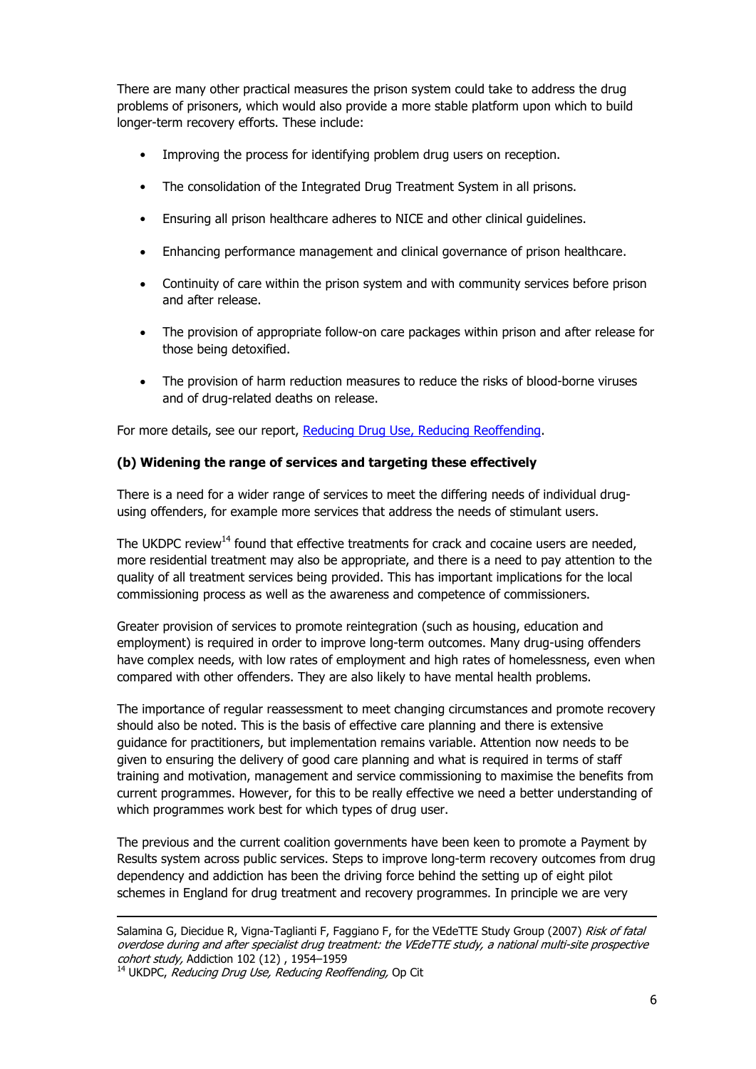There are many other practical measures the prison system could take to address the drug problems of prisoners, which would also provide a more stable platform upon which to build longer-term recovery efforts. These include:

- Improving the process for identifying problem drug users on reception.
- The consolidation of the Integrated Drug Treatment System in all prisons.
- Ensuring all prison healthcare adheres to NICE and other clinical guidelines.
- Enhancing performance management and clinical governance of prison healthcare.
- Continuity of care within the prison system and with community services before prison and after release.
- The provision of appropriate follow-on care packages within prison and after release for those being detoxified.
- The provision of harm reduction measures to reduce the risks of blood-borne viruses and of drug-related deaths on release.

For more details, see our report, Reducing Drug Use, Reducing Reoffending.

**(b) Widening the range of services and targeting these effectively**

There is a need for a wider range of services to meet the differing needs of individual drug-using offenders, for example more services that address the needs of stimulant users.

The UKDPC review[14] found that effective treatments for crack and cocaine users are needed, more residential treatment may also be appropriate, and there is a need to pay attention to the quality of all treatment services being provided. This has important implications for the local commissioning process as well as the awareness and competence of commissioners.

Greater provision of services to promote reintegration (such as housing, education and employment) is required in order to improve long-term outcomes. Many drug-using offenders have complex needs, with low rates of employment and high rates of homelessness, even when compared with other offenders. They are also likely to have mental health problems.

The importance of regular reassessment to meet changing circumstances and promote recovery should also be noted. This is the basis of effective care planning and there is extensive guidance for practitioners, but implementation remains variable. Attention now needs to be given to ensuring the delivery of good care planning and what is required in terms of staff training and motivation, management and service commissioning to maximise the benefits from current programmes. However, for this to be really effective we need a better understanding of which programmes work best for which types of drug user.

The previous and the current coalition governments have been keen to promote a Payment by Results system across public services. Steps to improve long-term recovery outcomes from drug dependency and addiction has been the driving force behind the setting up of eight pilot schemes in England for drug treatment and recovery programmes. In principle we are very

---

Salamina G, Diecidue R, Vigna-Taglianti F, Faggiano F, for the VEdeTTE Study Group (2007) *Risk of fatal overdose during and after specialist drug treatment: the VEdeTTE study, a national multi-site prospective cohort study,* Addiction 102 (12) , 1954–1959

[14] UKDPC, *Reducing Drug Use, Reducing Reoffending,* Op Cit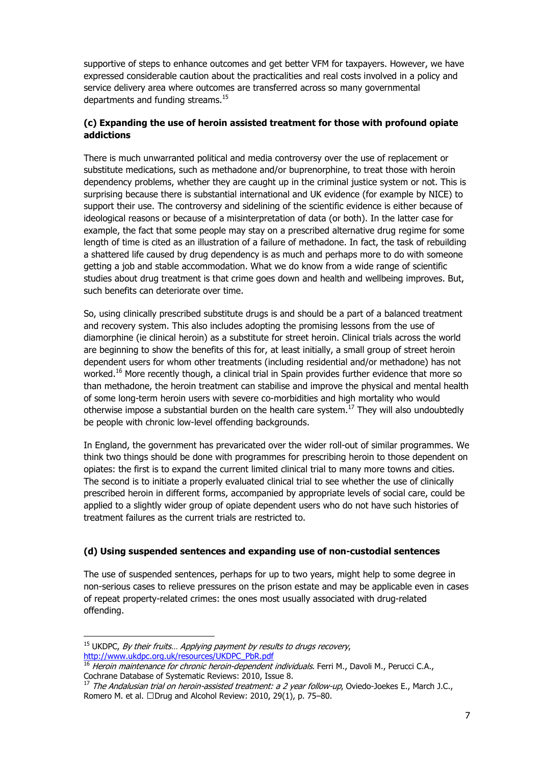supportive of steps to enhance outcomes and get better VFM for taxpayers. However, we have expressed considerable caution about the practicalities and real costs involved in a policy and service delivery area where outcomes are transferred across so many governmental departments and funding streams.[15]

### (c) Expanding the use of heroin assisted treatment for those with profound opiate addictions

There is much unwarranted political and media controversy over the use of replacement or substitute medications, such as methadone and/or buprenorphine, to treat those with heroin dependency problems, whether they are caught up in the criminal justice system or not. This is surprising because there is substantial international and UK evidence (for example by NICE) to support their use. The controversy and sidelining of the scientific evidence is either because of ideological reasons or because of a misinterpretation of data (or both). In the latter case for example, the fact that some people may stay on a prescribed alternative drug regime for some length of time is cited as an illustration of a failure of methadone. In fact, the task of rebuilding a shattered life caused by drug dependency is as much and perhaps more to do with someone getting a job and stable accommodation. What we do know from a wide range of scientific studies about drug treatment is that crime goes down and health and wellbeing improves. But, such benefits can deteriorate over time.

So, using clinically prescribed substitute drugs is and should be a part of a balanced treatment and recovery system. This also includes adopting the promising lessons from the use of diamorphine (ie clinical heroin) as a substitute for street heroin. Clinical trials across the world are beginning to show the benefits of this for, at least initially, a small group of street heroin dependent users for whom other treatments (including residential and/or methadone) has not worked.[16] More recently though, a clinical trial in Spain provides further evidence that more so than methadone, the heroin treatment can stabilise and improve the physical and mental health of some long-term heroin users with severe co-morbidities and high mortality who would otherwise impose a substantial burden on the health care system.[17] They will also undoubtedly be people with chronic low-level offending backgrounds.

In England, the government has prevaricated over the wider roll-out of similar programmes. We think two things should be done with programmes for prescribing heroin to those dependent on opiates: the first is to expand the current limited clinical trial to many more towns and cities. The second is to initiate a properly evaluated clinical trial to see whether the use of clinically prescribed heroin in different forms, accompanied by appropriate levels of social care, could be applied to a slightly wider group of opiate dependent users who do not have such histories of treatment failures as the current trials are restricted to.

### (d) Using suspended sentences and expanding use of non-custodial sentences

The use of suspended sentences, perhaps for up to two years, might help to some degree in non-serious cases to relieve pressures on the prison estate and may be applicable even in cases of repeat property-related crimes: the ones most usually associated with drug-related offending.

---

[15] UKDPC, *By their fruits… Applying payment by results to drugs recovery*, http://www.ukdpc.org.uk/resources/UKDPC_PbR.pdf

[16] *Heroin maintenance for chronic heroin-dependent individuals.* Ferri M., Davoli M., Perucci C.A., Cochrane Database of Systematic Reviews: 2010, Issue 8.

[17] *The Andalusian trial on heroin-assisted treatment: a 2 year follow-up*, Oviedo-Joekes E., March J.C., Romero M. et al. Drug and Alcohol Review: 2010, 29(1), p. 75–80.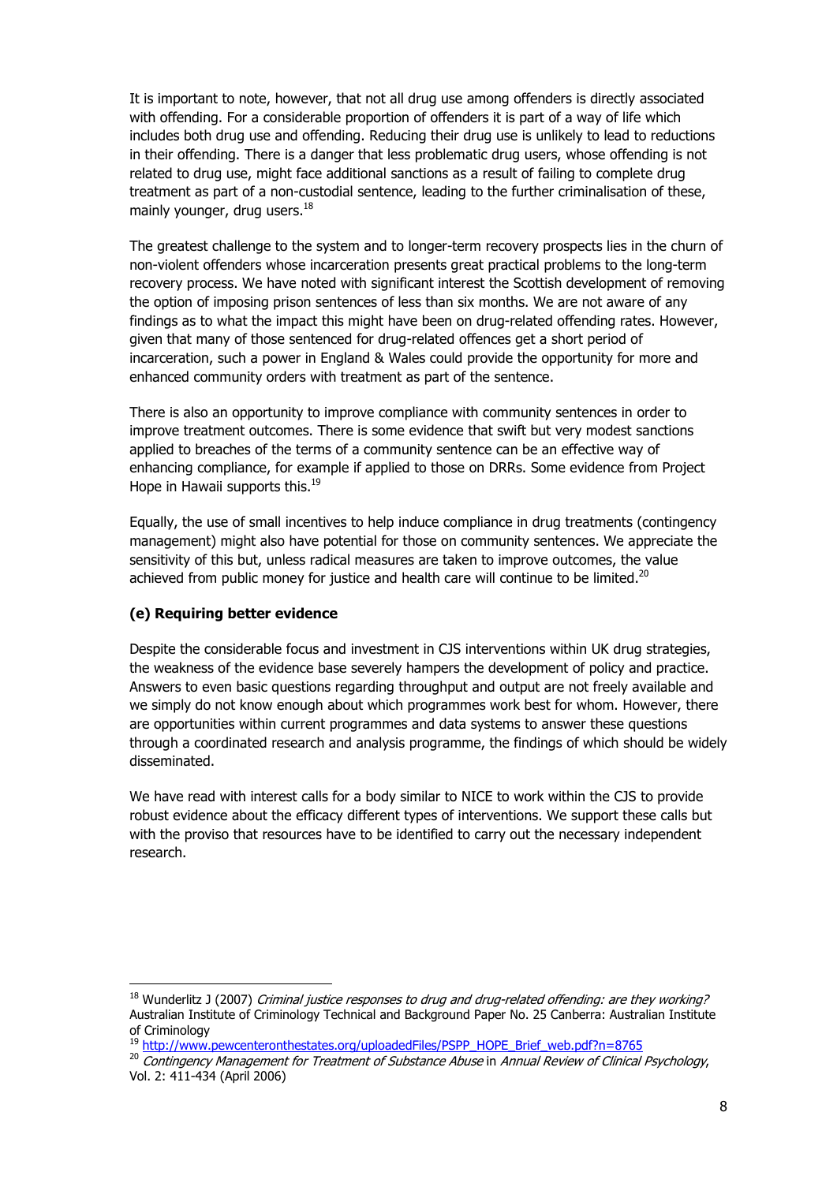It is important to note, however, that not all drug use among offenders is directly associated with offending. For a considerable proportion of offenders it is part of a way of life which includes both drug use and offending. Reducing their drug use is unlikely to lead to reductions in their offending. There is a danger that less problematic drug users, whose offending is not related to drug use, might face additional sanctions as a result of failing to complete drug treatment as part of a non-custodial sentence, leading to the further criminalisation of these, mainly younger, drug users.[18]

The greatest challenge to the system and to longer-term recovery prospects lies in the churn of non-violent offenders whose incarceration presents great practical problems to the long-term recovery process. We have noted with significant interest the Scottish development of removing the option of imposing prison sentences of less than six months. We are not aware of any findings as to what the impact this might have been on drug-related offending rates. However, given that many of those sentenced for drug-related offences get a short period of incarceration, such a power in England & Wales could provide the opportunity for more and enhanced community orders with treatment as part of the sentence.

There is also an opportunity to improve compliance with community sentences in order to improve treatment outcomes. There is some evidence that swift but very modest sanctions applied to breaches of the terms of a community sentence can be an effective way of enhancing compliance, for example if applied to those on DRRs. Some evidence from Project Hope in Hawaii supports this.[19]

Equally, the use of small incentives to help induce compliance in drug treatments (contingency management) might also have potential for those on community sentences. We appreciate the sensitivity of this but, unless radical measures are taken to improve outcomes, the value achieved from public money for justice and health care will continue to be limited.[20]

### (e) Requiring better evidence

Despite the considerable focus and investment in CJS interventions within UK drug strategies, the weakness of the evidence base severely hampers the development of policy and practice. Answers to even basic questions regarding throughput and output are not freely available and we simply do not know enough about which programmes work best for whom. However, there are opportunities within current programmes and data systems to answer these questions through a coordinated research and analysis programme, the findings of which should be widely disseminated.

We have read with interest calls for a body similar to NICE to work within the CJS to provide robust evidence about the efficacy different types of interventions. We support these calls but with the proviso that resources have to be identified to carry out the necessary independent research.

---

[18] Wunderlitz J (2007) *Criminal justice responses to drug and drug-related offending: are they working?* Australian Institute of Criminology Technical and Background Paper No. 25 Canberra: Australian Institute of Criminology

[19] http://www.pewcenteronthestates.org/uploadedFiles/PSPP_HOPE_Brief_web.pdf?n=8765

[20] *Contingency Management for Treatment of Substance Abuse* in *Annual Review of Clinical Psychology*, Vol. 2: 411-434 (April 2006)